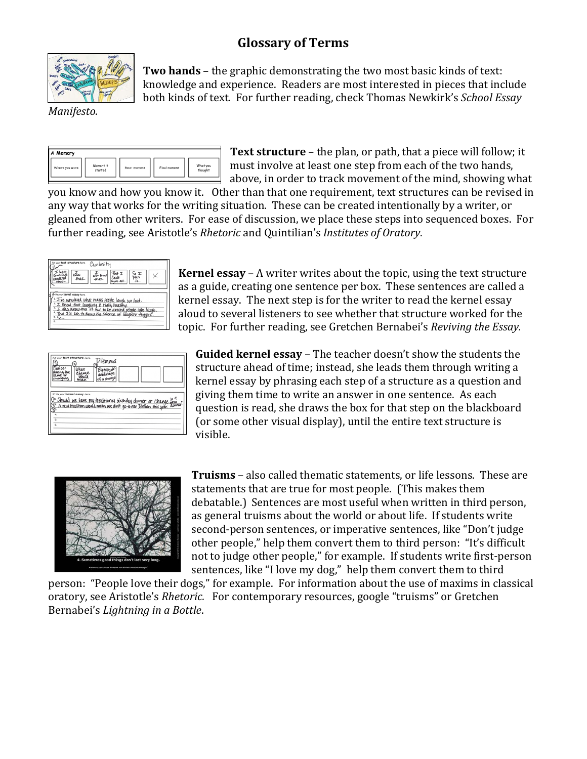# Glossary of Terms

**Two hands** – the graphic demonstrating the two most basic kinds of text: knowledge and experience. Readers are most interested in pieces that include both kinds of text. For further reading, check Thomas Newkirk's *School Essay Manifesto.*

**Text structure** – the plan, or path, that a piece will follow; it must involve at least one step from each of the two hands, above, in order to track movement of the mind, showing what you know and how you know it. Other than that one requirement, text structures can be revised in any way that works for the writing situation. These can be created intentionally by a writer, or gleaned from other writers. For ease of discussion, we place these steps into sequenced boxes. For further reading, see Aristotle's *Rhetoric* and Quintilian's *Institutes of Oratory*.

**Kernel essay** – A writer writes about the topic, using the text structure as a guide, creating one sentence per box. These sentences are called a kernel essay. The next step is for the writer to read the kernel essay aloud to several listeners to see whether that structure worked for the topic. For further reading, see Gretchen Bernabei's *Reviving the Essay.*

**Guided kernel essay** – The teacher doesn't show the students the structure ahead of time; instead, she leads them through writing a kernel essay by phrasing each step of a structure as a question and giving them time to write an answer in one sentence. As each question is read, she draws the box for that step on the blackboard (or some other visual display), until the entire text structure is visible.

**Truisms** – also called thematic statements, or life lessons. These are statements that are true for most people. (This makes them debatable.) Sentences are most useful when written in third person, as general truisms about the world or about life. If students write second-person sentences, or imperative sentences, like "Don't judge other people," help them convert them to third person: "It's difficult not to judge other people," for example. If students write first-person sentences, like "I love my dog," help them convert them to third person: "People love their dogs," for example. For information about the use of maxims in classical oratory, see Aristotle's *Rhetoric.* For contemporary resources, google "truisms" or Gretchen Bernabei's *Lightning in a Bottle*.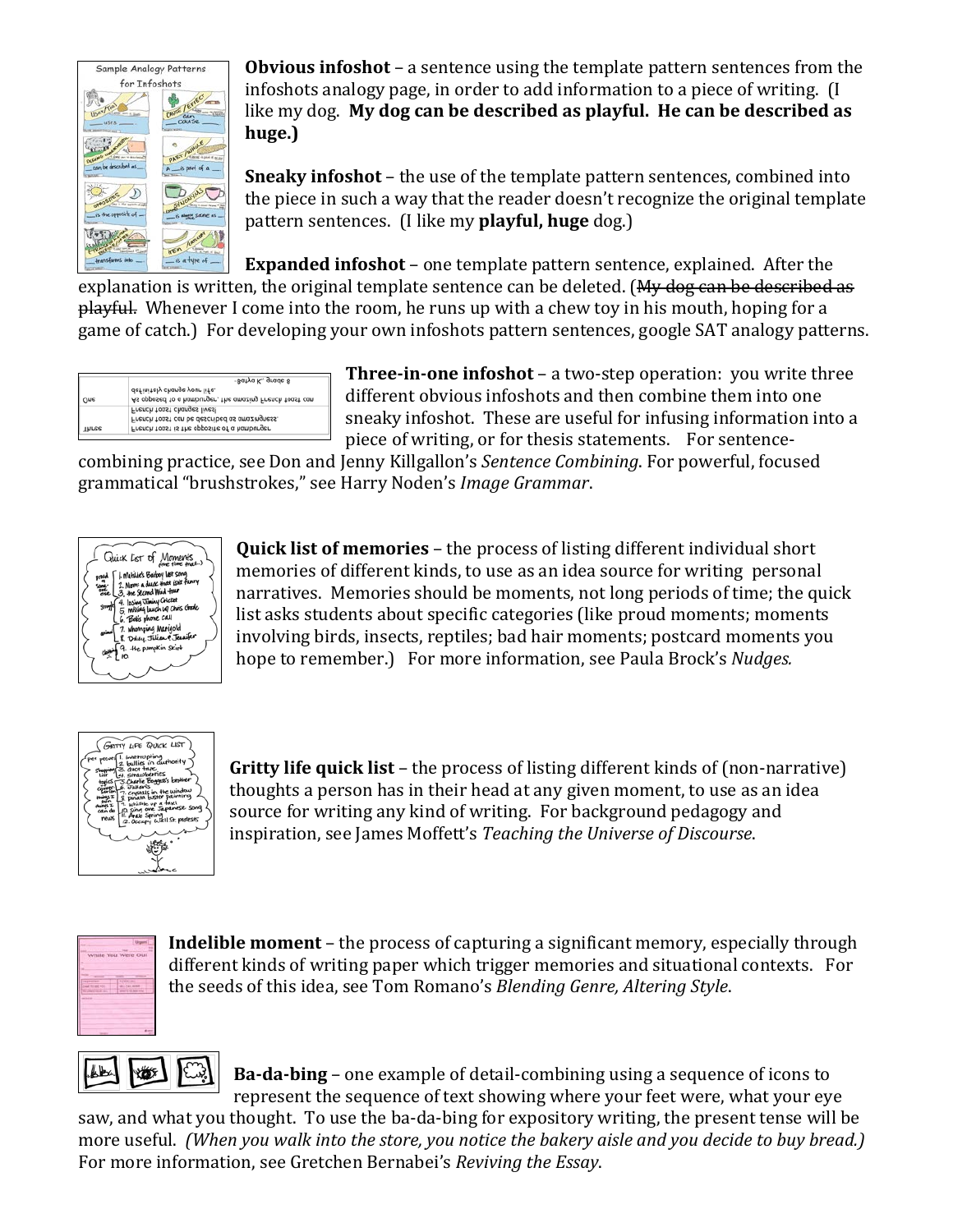**Obvious infoshot** – a sentence using the template pattern sentences from the infoshots analogy page, in order to add information to a piece of writing. (I like my dog. **My dog can be described as playful. He can be described as huge.)**

**Sneaky infoshot** – the use of the template pattern sentences, combined into the piece in such a way that the reader doesn't recognize the original template pattern sentences. (I like my **playful, huge** dog.)

**Expanded infoshot** – one template pattern sentence, explained. After the explanation is written, the original template sentence can be deleted. (~~My dog can be described as playful.~~ Whenever I come into the room, he runs up with a chew toy in his mouth, hoping for a game of catch.) For developing your own infoshots pattern sentences, google SAT analogy patterns.

**Three-in-one infoshot** – a two-step operation: you write three different obvious infoshots and then combine them into one sneaky infoshot. These are useful for infusing information into a piece of writing, or for thesis statements. For sentence-combining practice, see Don and Jenny Killgallon's *Sentence Combining*. For powerful, focused grammatical "brushstrokes," see Harry Noden's *Image Grammar*.

**Quick list of memories** – the process of listing different individual short memories of different kinds, to use as an idea source for writing personal narratives. Memories should be moments, not long periods of time; the quick list asks students about specific categories (like proud moments; moments involving birds, insects, reptiles; bad hair moments; postcard moments you hope to remember.) For more information, see Paula Brock's *Nudges.*

**Gritty life quick list** – the process of listing different kinds of (non-narrative) thoughts a person has in their head at any given moment, to use as an idea source for writing any kind of writing. For background pedagogy and inspiration, see James Moffett's *Teaching the Universe of Discourse*.

**Indelible moment** – the process of capturing a significant memory, especially through different kinds of writing paper which trigger memories and situational contexts. For the seeds of this idea, see Tom Romano's *Blending Genre, Altering Style*.

**Ba-da-bing** – one example of detail-combining using a sequence of icons to represent the sequence of text showing where your feet were, what your eye saw, and what you thought. To use the ba-da-bing for expository writing, the present tense will be more useful. *(When you walk into the store, you notice the bakery aisle and you decide to buy bread.)* For more information, see Gretchen Bernabei's *Reviving the Essay*.